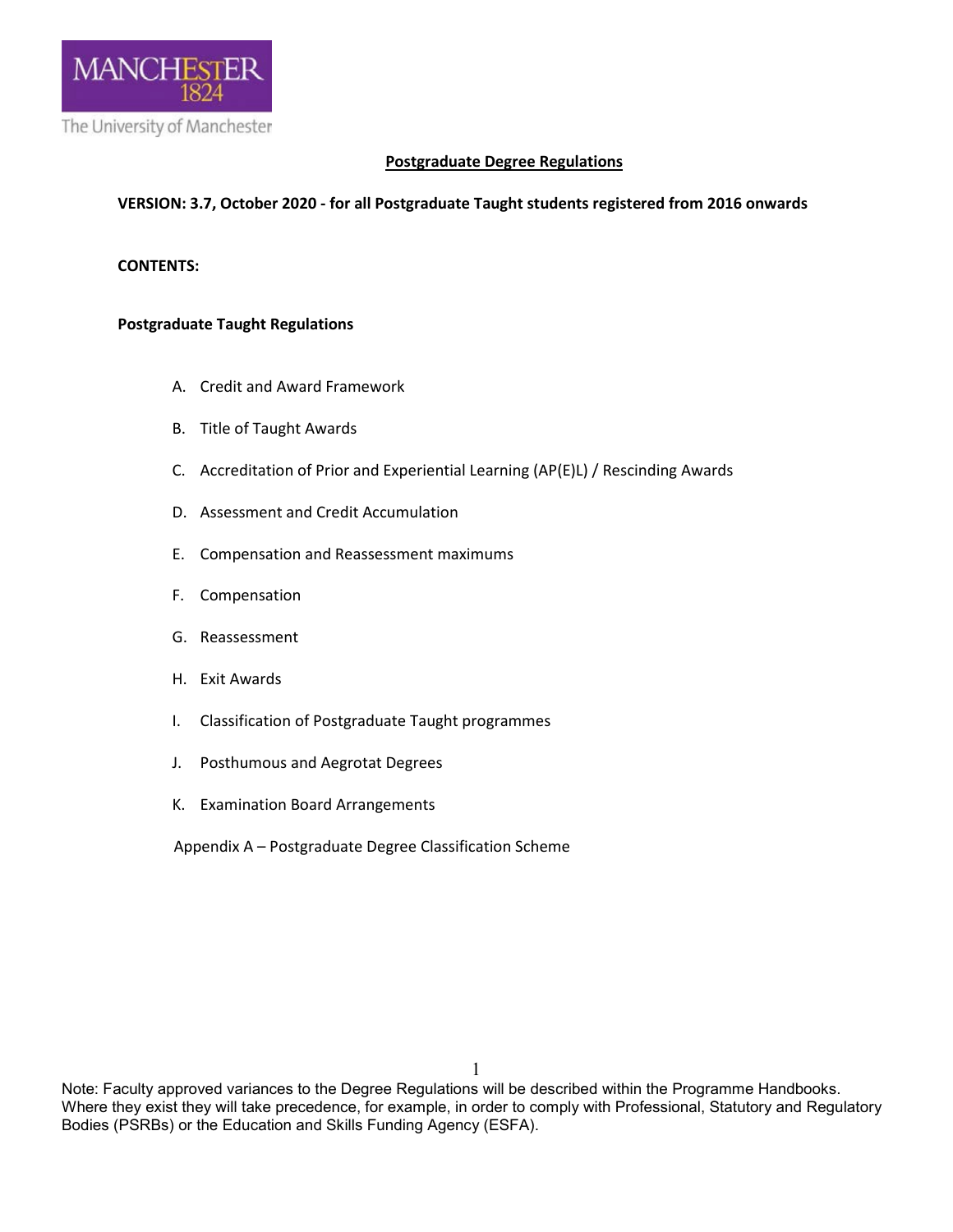# Postgraduate Degree Regulations

**VERSION: 3.7, October 2020 - for all Postgraduate Taught students registered from 2016 onwards**

**CONTENTS:**

**Postgraduate Taught Regulations**

A. Credit and Award Framework

B. Title of Taught Awards

C. Accreditation of Prior and Experiential Learning (AP(E)L) / Rescinding Awards

D. Assessment and Credit Accumulation

E. Compensation and Reassessment maximums

F. Compensation

G. Reassessment

H. Exit Awards

I. Classification of Postgraduate Taught programmes

J. Posthumous and Aegrotat Degrees

K. Examination Board Arrangements

Appendix A – Postgraduate Degree Classification Scheme

Note: Faculty approved variances to the Degree Regulations will be described within the Programme Handbooks. Where they exist they will take precedence, for example, in order to comply with Professional, Statutory and Regulatory Bodies (PSRBs) or the Education and Skills Funding Agency (ESFA).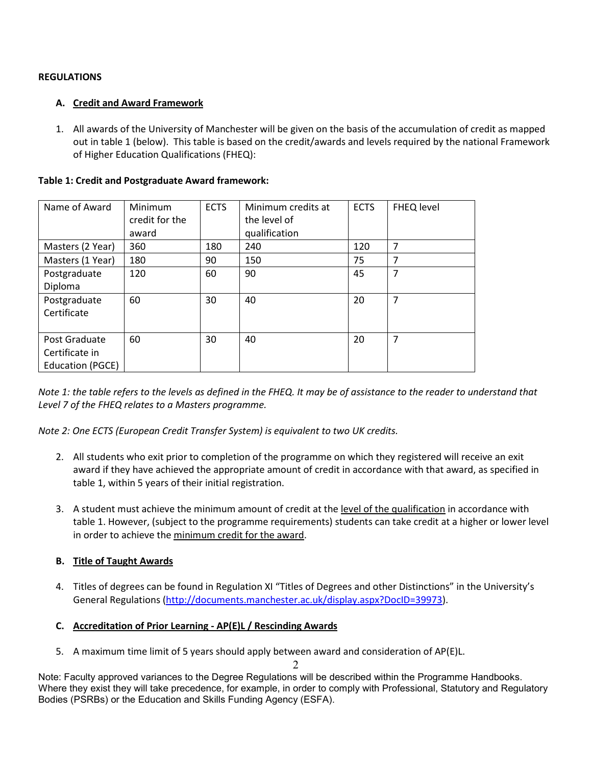**REGULATIONS**

## A. Credit and Award Framework

1. All awards of the University of Manchester will be given on the basis of the accumulation of credit as mapped out in table 1 (below). This table is based on the credit/awards and levels required by the national Framework of Higher Education Qualifications (FHEQ):

**Table 1: Credit and Postgraduate Award framework:**

| Name of Award | Minimum credit for the award | ECTS | Minimum credits at the level of qualification | ECTS | FHEQ level |
|---|---|---|---|---|---|
| Masters (2 Year) | 360 | 180 | 240 | 120 | 7 |
| Masters (1 Year) | 180 | 90 | 150 | 75 | 7 |
| Postgraduate Diploma | 120 | 60 | 90 | 45 | 7 |
| Postgraduate Certificate | 60 | 30 | 40 | 20 | 7 |
| Post Graduate Certificate in Education (PGCE) | 60 | 30 | 40 | 20 | 7 |

*Note 1: the table refers to the levels as defined in the FHEQ. It may be of assistance to the reader to understand that Level 7 of the FHEQ relates to a Masters programme.*

*Note 2: One ECTS (European Credit Transfer System) is equivalent to two UK credits.*

2. All students who exit prior to completion of the programme on which they registered will receive an exit award if they have achieved the appropriate amount of credit in accordance with that award, as specified in table 1, within 5 years of their initial registration.

3. A student must achieve the minimum amount of credit at the level of the qualification in accordance with table 1. However, (subject to the programme requirements) students can take credit at a higher or lower level in order to achieve the minimum credit for the award.

## B. Title of Taught Awards

4. Titles of degrees can be found in Regulation XI "Titles of Degrees and other Distinctions" in the University's General Regulations (http://documents.manchester.ac.uk/display.aspx?DocID=39973).

## C. Accreditation of Prior Learning - AP(E)L / Rescinding Awards

5. A maximum time limit of 5 years should apply between award and consideration of AP(E)L.

Note: Faculty approved variances to the Degree Regulations will be described within the Programme Handbooks. Where they exist they will take precedence, for example, in order to comply with Professional, Statutory and Regulatory Bodies (PSRBs) or the Education and Skills Funding Agency (ESFA).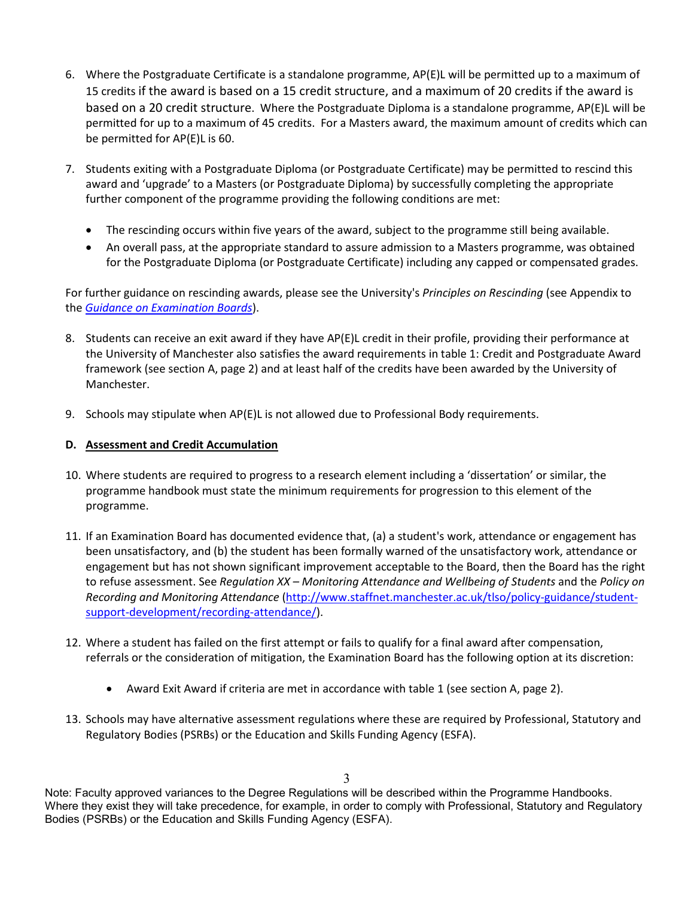6. Where the Postgraduate Certificate is a standalone programme, AP(E)L will be permitted up to a maximum of 15 credits if the award is based on a 15 credit structure, and a maximum of 20 credits if the award is based on a 20 credit structure. Where the Postgraduate Diploma is a standalone programme, AP(E)L will be permitted for up to a maximum of 45 credits. For a Masters award, the maximum amount of credits which can be permitted for AP(E)L is 60.

7. Students exiting with a Postgraduate Diploma (or Postgraduate Certificate) may be permitted to rescind this award and 'upgrade' to a Masters (or Postgraduate Diploma) by successfully completing the appropriate further component of the programme providing the following conditions are met:

   - The rescinding occurs within five years of the award, subject to the programme still being available.
   - An overall pass, at the appropriate standard to assure admission to a Masters programme, was obtained for the Postgraduate Diploma (or Postgraduate Certificate) including any capped or compensated grades.

For further guidance on rescinding awards, please see the University's *Principles on Rescinding* (see Appendix to the *[Guidance on Examination Boards](#)*).

8. Students can receive an exit award if they have AP(E)L credit in their profile, providing their performance at the University of Manchester also satisfies the award requirements in table 1: Credit and Postgraduate Award framework (see section A, page 2) and at least half of the credits have been awarded by the University of Manchester.

9. Schools may stipulate when AP(E)L is not allowed due to Professional Body requirements.

**D. Assessment and Credit Accumulation**

10. Where students are required to progress to a research element including a 'dissertation' or similar, the programme handbook must state the minimum requirements for progression to this element of the programme.

11. If an Examination Board has documented evidence that, (a) a student's work, attendance or engagement has been unsatisfactory, and (b) the student has been formally warned of the unsatisfactory work, attendance or engagement but has not shown significant improvement acceptable to the Board, then the Board has the right to refuse assessment. See *Regulation XX – Monitoring Attendance and Wellbeing of Students* and the *Policy on Recording and Monitoring Attendance* (http://www.staffnet.manchester.ac.uk/tlso/policy-guidance/student-support-development/recording-attendance/).

12. Where a student has failed on the first attempt or fails to qualify for a final award after compensation, referrals or the consideration of mitigation, the Examination Board has the following option at its discretion:

    - Award Exit Award if criteria are met in accordance with table 1 (see section A, page 2).

13. Schools may have alternative assessment regulations where these are required by Professional, Statutory and Regulatory Bodies (PSRBs) or the Education and Skills Funding Agency (ESFA).

Note: Faculty approved variances to the Degree Regulations will be described within the Programme Handbooks. Where they exist they will take precedence, for example, in order to comply with Professional, Statutory and Regulatory Bodies (PSRBs) or the Education and Skills Funding Agency (ESFA).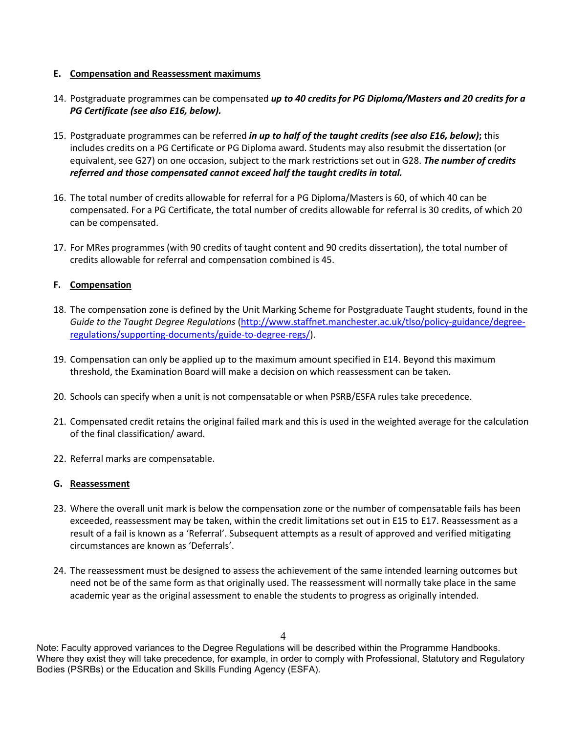## E. Compensation and Reassessment maximums

14. Postgraduate programmes can be compensated ***up to 40 credits for PG Diploma/Masters and 20 credits for a PG Certificate (see also E16, below).***

15. Postgraduate programmes can be referred ***in up to half of the taught credits (see also E16, below)*****;** this includes credits on a PG Certificate or PG Diploma award. Students may also resubmit the dissertation (or equivalent, see G27) on one occasion, subject to the mark restrictions set out in G28. ***The number of credits referred and those compensated cannot exceed half the taught credits in total.***

16. The total number of credits allowable for referral for a PG Diploma/Masters is 60, of which 40 can be compensated. For a PG Certificate, the total number of credits allowable for referral is 30 credits, of which 20 can be compensated.

17. For MRes programmes (with 90 credits of taught content and 90 credits dissertation), the total number of credits allowable for referral and compensation combined is 45.

## F. Compensation

18. The compensation zone is defined by the Unit Marking Scheme for Postgraduate Taught students, found in the *Guide to the Taught Degree Regulations* ([http://www.staffnet.manchester.ac.uk/tlso/policy-guidance/degree-regulations/supporting-documents/guide-to-degree-regs/](http://www.staffnet.manchester.ac.uk/tlso/policy-guidance/degree-regulations/supporting-documents/guide-to-degree-regs/)).

19. Compensation can only be applied up to the maximum amount specified in E14. Beyond this maximum threshold, the Examination Board will make a decision on which reassessment can be taken.

20. Schools can specify when a unit is not compensatable or when PSRB/ESFA rules take precedence.

21. Compensated credit retains the original failed mark and this is used in the weighted average for the calculation of the final classification/ award.

22. Referral marks are compensatable.

## G. Reassessment

23. Where the overall unit mark is below the compensation zone or the number of compensatable fails has been exceeded, reassessment may be taken, within the credit limitations set out in E15 to E17. Reassessment as a result of a fail is known as a 'Referral'. Subsequent attempts as a result of approved and verified mitigating circumstances are known as 'Deferrals'.

24. The reassessment must be designed to assess the achievement of the same intended learning outcomes but need not be of the same form as that originally used. The reassessment will normally take place in the same academic year as the original assessment to enable the students to progress as originally intended.

Note: Faculty approved variances to the Degree Regulations will be described within the Programme Handbooks. Where they exist they will take precedence, for example, in order to comply with Professional, Statutory and Regulatory Bodies (PSRBs) or the Education and Skills Funding Agency (ESFA).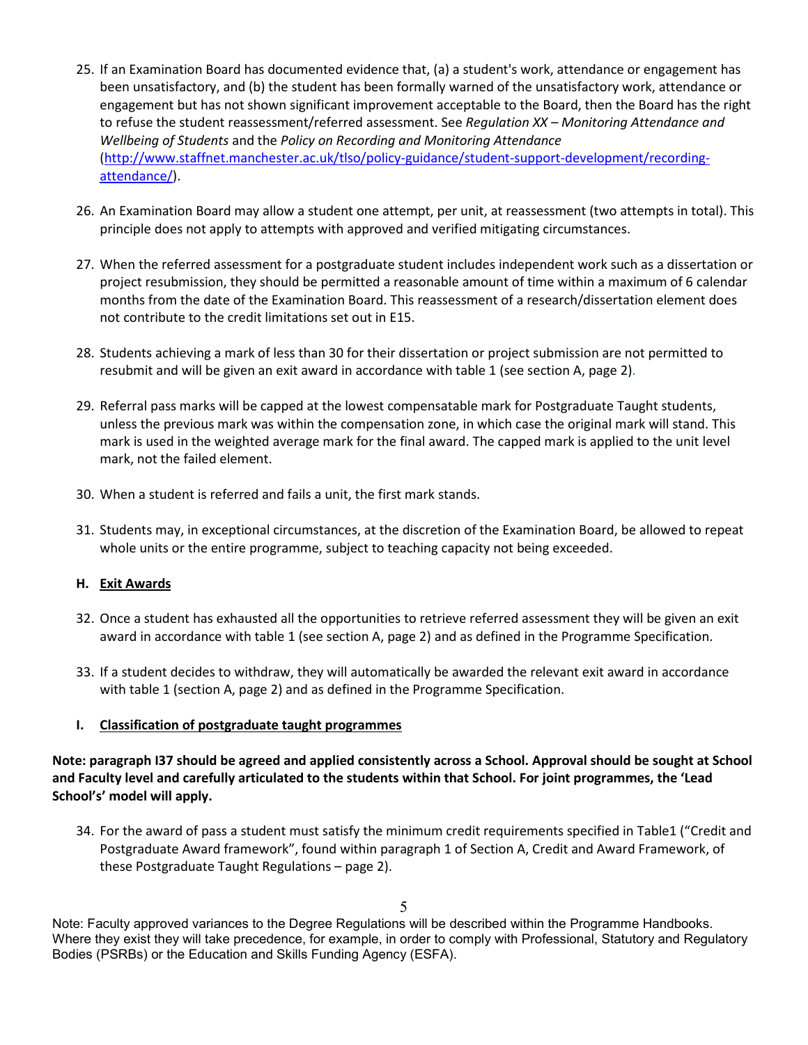25. If an Examination Board has documented evidence that, (a) a student's work, attendance or engagement has been unsatisfactory, and (b) the student has been formally warned of the unsatisfactory work, attendance or engagement but has not shown significant improvement acceptable to the Board, then the Board has the right to refuse the student reassessment/referred assessment. See *Regulation XX – Monitoring Attendance and Wellbeing of Students* and the *Policy on Recording and Monitoring Attendance* (http://www.staffnet.manchester.ac.uk/tlso/policy-guidance/student-support-development/recording-attendance/).

26. An Examination Board may allow a student one attempt, per unit, at reassessment (two attempts in total). This principle does not apply to attempts with approved and verified mitigating circumstances.

27. When the referred assessment for a postgraduate student includes independent work such as a dissertation or project resubmission, they should be permitted a reasonable amount of time within a maximum of 6 calendar months from the date of the Examination Board. This reassessment of a research/dissertation element does not contribute to the credit limitations set out in E15.

28. Students achieving a mark of less than 30 for their dissertation or project submission are not permitted to resubmit and will be given an exit award in accordance with table 1 (see section A, page 2).

29. Referral pass marks will be capped at the lowest compensatable mark for Postgraduate Taught students, unless the previous mark was within the compensation zone, in which case the original mark will stand. This mark is used in the weighted average mark for the final award. The capped mark is applied to the unit level mark, not the failed element.

30. When a student is referred and fails a unit, the first mark stands.

31. Students may, in exceptional circumstances, at the discretion of the Examination Board, be allowed to repeat whole units or the entire programme, subject to teaching capacity not being exceeded.

## H. Exit Awards

32. Once a student has exhausted all the opportunities to retrieve referred assessment they will be given an exit award in accordance with table 1 (see section A, page 2) and as defined in the Programme Specification.

33. If a student decides to withdraw, they will automatically be awarded the relevant exit award in accordance with table 1 (section A, page 2) and as defined in the Programme Specification.

## I. Classification of postgraduate taught programmes

**Note: paragraph I37 should be agreed and applied consistently across a School. Approval should be sought at School and Faculty level and carefully articulated to the students within that School. For joint programmes, the 'Lead School's' model will apply.**

34. For the award of pass a student must satisfy the minimum credit requirements specified in Table1 ("Credit and Postgraduate Award framework", found within paragraph 1 of Section A, Credit and Award Framework, of these Postgraduate Taught Regulations – page 2).

Note: Faculty approved variances to the Degree Regulations will be described within the Programme Handbooks. Where they exist they will take precedence, for example, in order to comply with Professional, Statutory and Regulatory Bodies (PSRBs) or the Education and Skills Funding Agency (ESFA).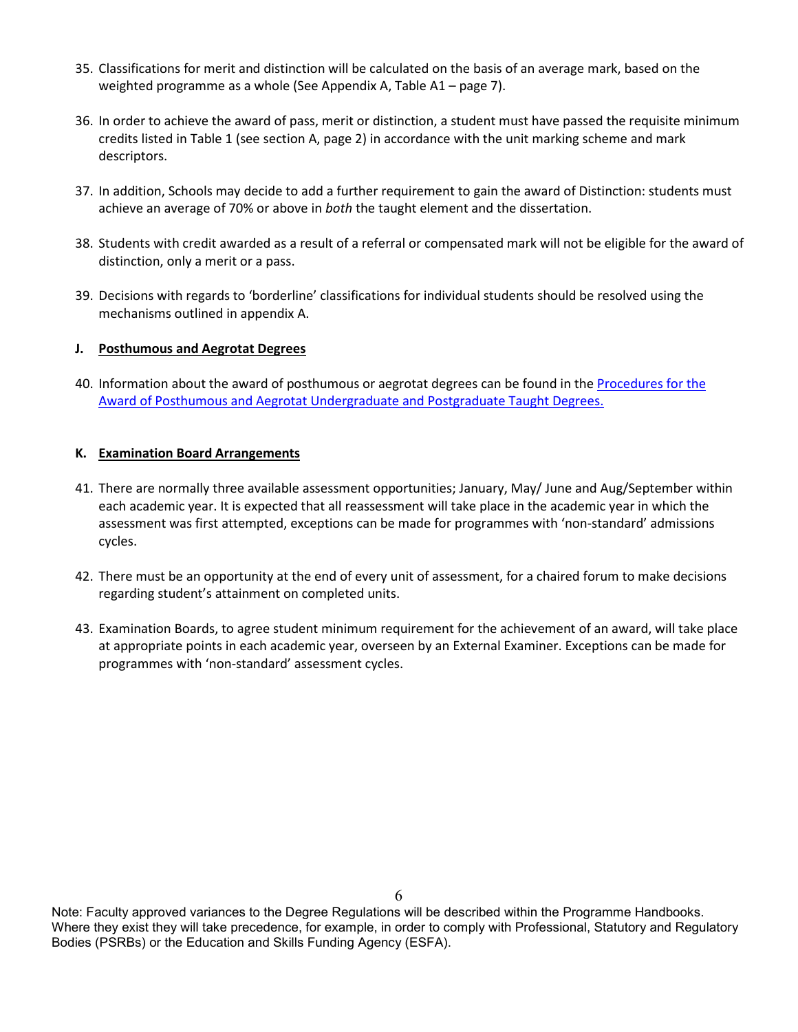35. Classifications for merit and distinction will be calculated on the basis of an average mark, based on the weighted programme as a whole (See Appendix A, Table A1 – page 7).

36. In order to achieve the award of pass, merit or distinction, a student must have passed the requisite minimum credits listed in Table 1 (see section A, page 2) in accordance with the unit marking scheme and mark descriptors.

37. In addition, Schools may decide to add a further requirement to gain the award of Distinction: students must achieve an average of 70% or above in *both* the taught element and the dissertation.

38. Students with credit awarded as a result of a referral or compensated mark will not be eligible for the award of distinction, only a merit or a pass.

39. Decisions with regards to 'borderline' classifications for individual students should be resolved using the mechanisms outlined in appendix A.

## J. Posthumous and Aegrotat Degrees

40. Information about the award of posthumous or aegrotat degrees can be found in the [Procedures for the Award of Posthumous and Aegrotat Undergraduate and Postgraduate Taught Degrees.]()

## K. Examination Board Arrangements

41. There are normally three available assessment opportunities; January, May/ June and Aug/September within each academic year. It is expected that all reassessment will take place in the academic year in which the assessment was first attempted, exceptions can be made for programmes with 'non-standard' admissions cycles.

42. There must be an opportunity at the end of every unit of assessment, for a chaired forum to make decisions regarding student's attainment on completed units.

43. Examination Boards, to agree student minimum requirement for the achievement of an award, will take place at appropriate points in each academic year, overseen by an External Examiner. Exceptions can be made for programmes with 'non-standard' assessment cycles.

Note: Faculty approved variances to the Degree Regulations will be described within the Programme Handbooks. Where they exist they will take precedence, for example, in order to comply with Professional, Statutory and Regulatory Bodies (PSRBs) or the Education and Skills Funding Agency (ESFA).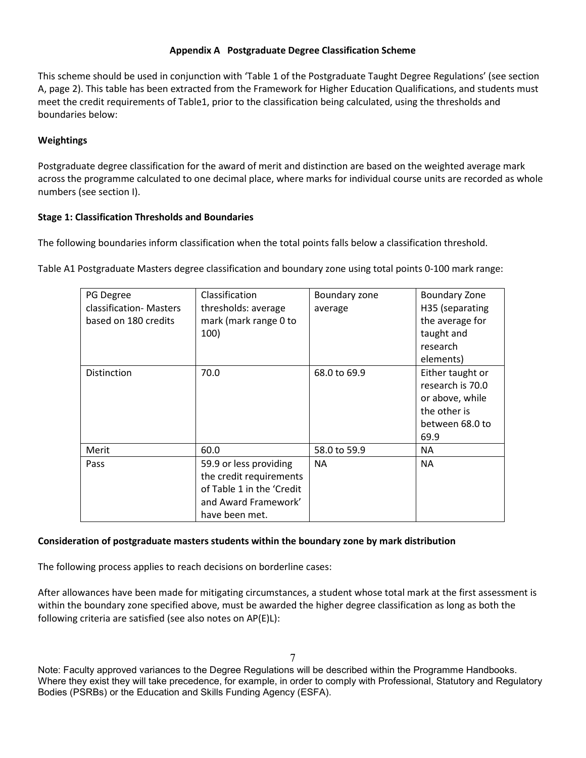**Appendix A Postgraduate Degree Classification Scheme**

This scheme should be used in conjunction with 'Table 1 of the Postgraduate Taught Degree Regulations' (see section A, page 2). This table has been extracted from the Framework for Higher Education Qualifications, and students must meet the credit requirements of Table1, prior to the classification being calculated, using the thresholds and boundaries below:

**Weightings**

Postgraduate degree classification for the award of merit and distinction are based on the weighted average mark across the programme calculated to one decimal place, where marks for individual course units are recorded as whole numbers (see section I).

**Stage 1: Classification Thresholds and Boundaries**

The following boundaries inform classification when the total points falls below a classification threshold.

Table A1 Postgraduate Masters degree classification and boundary zone using total points 0-100 mark range:

| PG Degree classification- Masters based on 180 credits | Classification thresholds: average mark (mark range 0 to 100) | Boundary zone average | Boundary Zone H35 (separating the average for taught and research elements) |
|---|---|---|---|
| Distinction | 70.0 | 68.0 to 69.9 | Either taught or research is 70.0 or above, while the other is between 68.0 to 69.9 |
| Merit | 60.0 | 58.0 to 59.9 | NA |
| Pass | 59.9 or less providing the credit requirements of Table 1 in the 'Credit and Award Framework' have been met. | NA | NA |

**Consideration of postgraduate masters students within the boundary zone by mark distribution**

The following process applies to reach decisions on borderline cases:

After allowances have been made for mitigating circumstances, a student whose total mark at the first assessment is within the boundary zone specified above, must be awarded the higher degree classification as long as both the following criteria are satisfied (see also notes on AP(E)L):

Note: Faculty approved variances to the Degree Regulations will be described within the Programme Handbooks. Where they exist they will take precedence, for example, in order to comply with Professional, Statutory and Regulatory Bodies (PSRBs) or the Education and Skills Funding Agency (ESFA).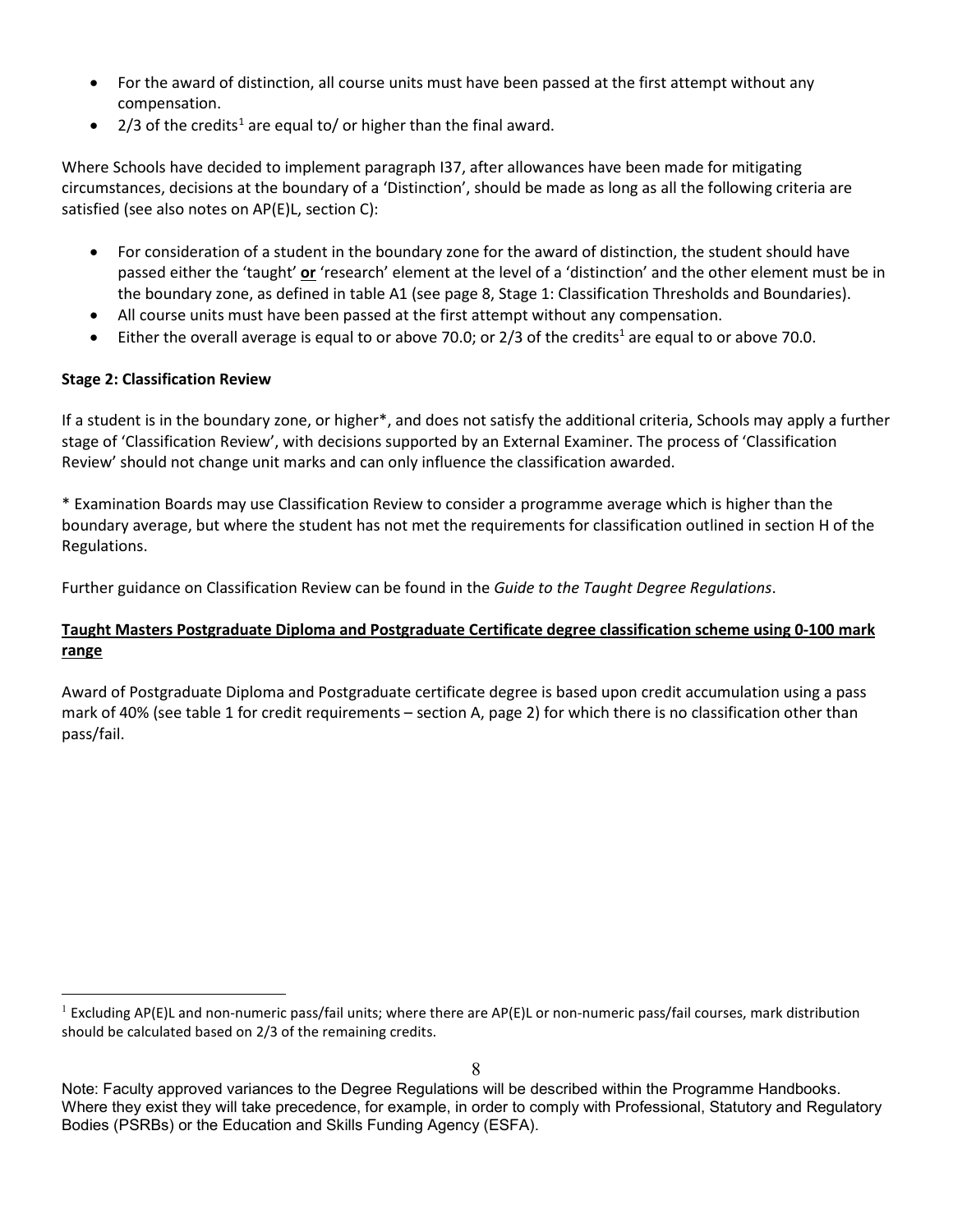- For the award of distinction, all course units must have been passed at the first attempt without any compensation.
- 2/3 of the credits[1] are equal to/ or higher than the final award.

Where Schools have decided to implement paragraph I37, after allowances have been made for mitigating circumstances, decisions at the boundary of a 'Distinction', should be made as long as all the following criteria are satisfied (see also notes on AP(E)L, section C):

- For consideration of a student in the boundary zone for the award of distinction, the student should have passed either the 'taught' **or** 'research' element at the level of a 'distinction' and the other element must be in the boundary zone, as defined in table A1 (see page 8, Stage 1: Classification Thresholds and Boundaries).
- All course units must have been passed at the first attempt without any compensation.
- Either the overall average is equal to or above 70.0; or 2/3 of the credits[1] are equal to or above 70.0.

**Stage 2: Classification Review**

If a student is in the boundary zone, or higher*, and does not satisfy the additional criteria, Schools may apply a further stage of 'Classification Review', with decisions supported by an External Examiner. The process of 'Classification Review' should not change unit marks and can only influence the classification awarded.

* Examination Boards may use Classification Review to consider a programme average which is higher than the boundary average, but where the student has not met the requirements for classification outlined in section H of the Regulations.

Further guidance on Classification Review can be found in the *Guide to the Taught Degree Regulations*.

**Taught Masters Postgraduate Diploma and Postgraduate Certificate degree classification scheme using 0-100 mark range**

Award of Postgraduate Diploma and Postgraduate certificate degree is based upon credit accumulation using a pass mark of 40% (see table 1 for credit requirements – section A, page 2) for which there is no classification other than pass/fail.

[1] Excluding AP(E)L and non-numeric pass/fail units; where there are AP(E)L or non-numeric pass/fail courses, mark distribution should be calculated based on 2/3 of the remaining credits.

Note: Faculty approved variances to the Degree Regulations will be described within the Programme Handbooks. Where they exist they will take precedence, for example, in order to comply with Professional, Statutory and Regulatory Bodies (PSRBs) or the Education and Skills Funding Agency (ESFA).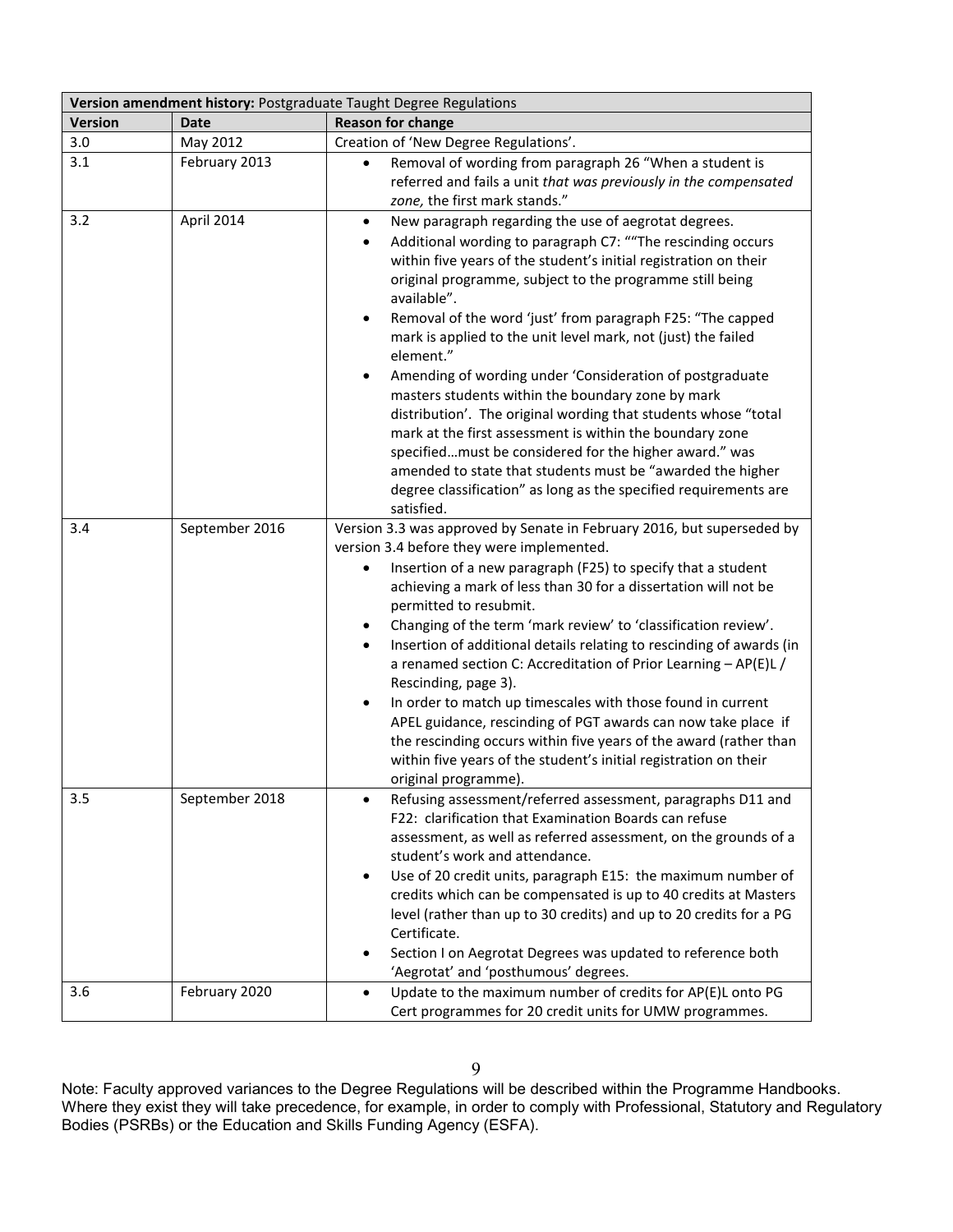| Version amendment history: Postgraduate Taught Degree Regulations | | |
|---|---|---|
| **Version** | **Date** | **Reason for change** |
| 3.0 | May 2012 | Creation of 'New Degree Regulations'. |
| 3.1 | February 2013 | • Removal of wording from paragraph 26 "When a student is referred and fails a unit *that was previously in the compensated zone,* the first mark stands." |
| 3.2 | April 2014 | • New paragraph regarding the use of aegrotat degrees.<br>• Additional wording to paragraph C7: ""The rescinding occurs within five years of the student's initial registration on their original programme, subject to the programme still being available".<br>• Removal of the word 'just' from paragraph F25: "The capped mark is applied to the unit level mark, not (just) the failed element."<br>• Amending of wording under 'Consideration of postgraduate masters students within the boundary zone by mark distribution'. The original wording that students whose "total mark at the first assessment is within the boundary zone specified…must be considered for the higher award." was amended to state that students must be "awarded the higher degree classification" as long as the specified requirements are satisfied. |
| 3.4 | September 2016 | Version 3.3 was approved by Senate in February 2016, but superseded by version 3.4 before they were implemented.<br>• Insertion of a new paragraph (F25) to specify that a student achieving a mark of less than 30 for a dissertation will not be permitted to resubmit.<br>• Changing of the term 'mark review' to 'classification review'.<br>• Insertion of additional details relating to rescinding of awards (in a renamed section C: Accreditation of Prior Learning – AP(E)L / Rescinding, page 3).<br>• In order to match up timescales with those found in current APEL guidance, rescinding of PGT awards can now take place if the rescinding occurs within five years of the award (rather than within five years of the student's initial registration on their original programme). |
| 3.5 | September 2018 | • Refusing assessment/referred assessment, paragraphs D11 and F22: clarification that Examination Boards can refuse assessment, as well as referred assessment, on the grounds of a student's work and attendance.<br>• Use of 20 credit units, paragraph E15: the maximum number of credits which can be compensated is up to 40 credits at Masters level (rather than up to 30 credits) and up to 20 credits for a PG Certificate.<br>• Section I on Aegrotat Degrees was updated to reference both 'Aegrotat' and 'posthumous' degrees. |
| 3.6 | February 2020 | • Update to the maximum number of credits for AP(E)L onto PG Cert programmes for 20 credit units for UMW programmes. |

Note: Faculty approved variances to the Degree Regulations will be described within the Programme Handbooks. Where they exist they will take precedence, for example, in order to comply with Professional, Statutory and Regulatory Bodies (PSRBs) or the Education and Skills Funding Agency (ESFA).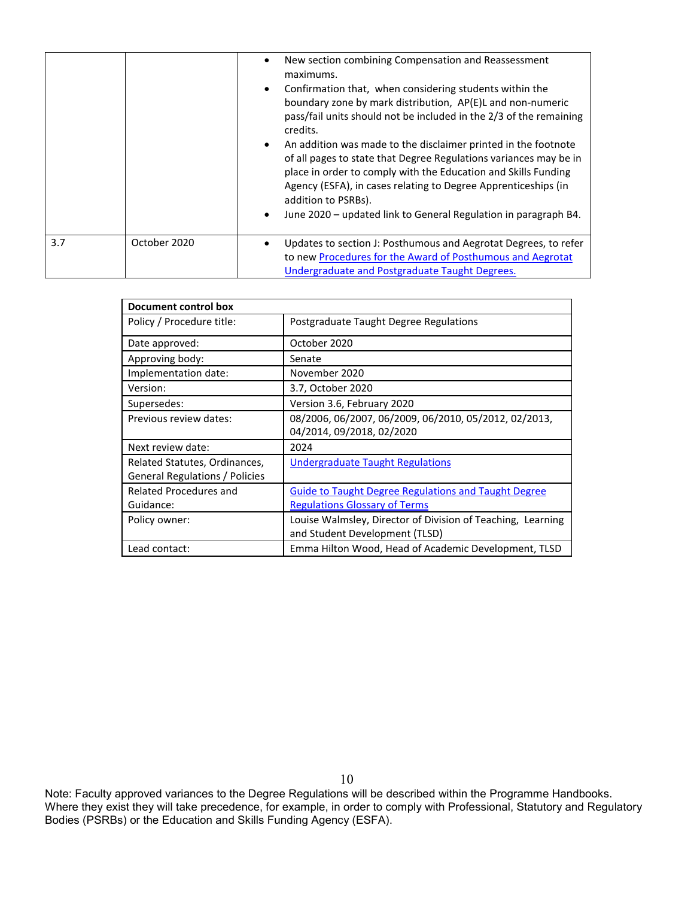| | | |
|---|---|---|
| | | • New section combining Compensation and Reassessment maximums.<br>• Confirmation that, when considering students within the boundary zone by mark distribution, AP(E)L and non-numeric pass/fail units should not be included in the 2/3 of the remaining credits.<br>• An addition was made to the disclaimer printed in the footnote of all pages to state that Degree Regulations variances may be in place in order to comply with the Education and Skills Funding Agency (ESFA), in cases relating to Degree Apprenticeships (in addition to PSRBs).<br>• June 2020 – updated link to General Regulation in paragraph B4. |
| 3.7 | October 2020 | • Updates to section J: Posthumous and Aegrotat Degrees, to refer to new Procedures for the Award of Posthumous and Aegrotat Undergraduate and Postgraduate Taught Degrees. |

| **Document control box** | |
|---|---|
| Policy / Procedure title: | Postgraduate Taught Degree Regulations |
| Date approved: | October 2020 |
| Approving body: | Senate |
| Implementation date: | November 2020 |
| Version: | 3.7, October 2020 |
| Supersedes: | Version 3.6, February 2020 |
| Previous review dates: | 08/2006, 06/2007, 06/2009, 06/2010, 05/2012, 02/2013, 04/2014, 09/2018, 02/2020 |
| Next review date: | 2024 |
| Related Statutes, Ordinances, General Regulations / Policies | Undergraduate Taught Regulations |
| Related Procedures and Guidance: | Guide to Taught Degree Regulations and Taught Degree Regulations Glossary of Terms |
| Policy owner: | Louise Walmsley, Director of Division of Teaching, Learning and Student Development (TLSD) |
| Lead contact: | Emma Hilton Wood, Head of Academic Development, TLSD |

Note: Faculty approved variances to the Degree Regulations will be described within the Programme Handbooks. Where they exist they will take precedence, for example, in order to comply with Professional, Statutory and Regulatory Bodies (PSRBs) or the Education and Skills Funding Agency (ESFA).